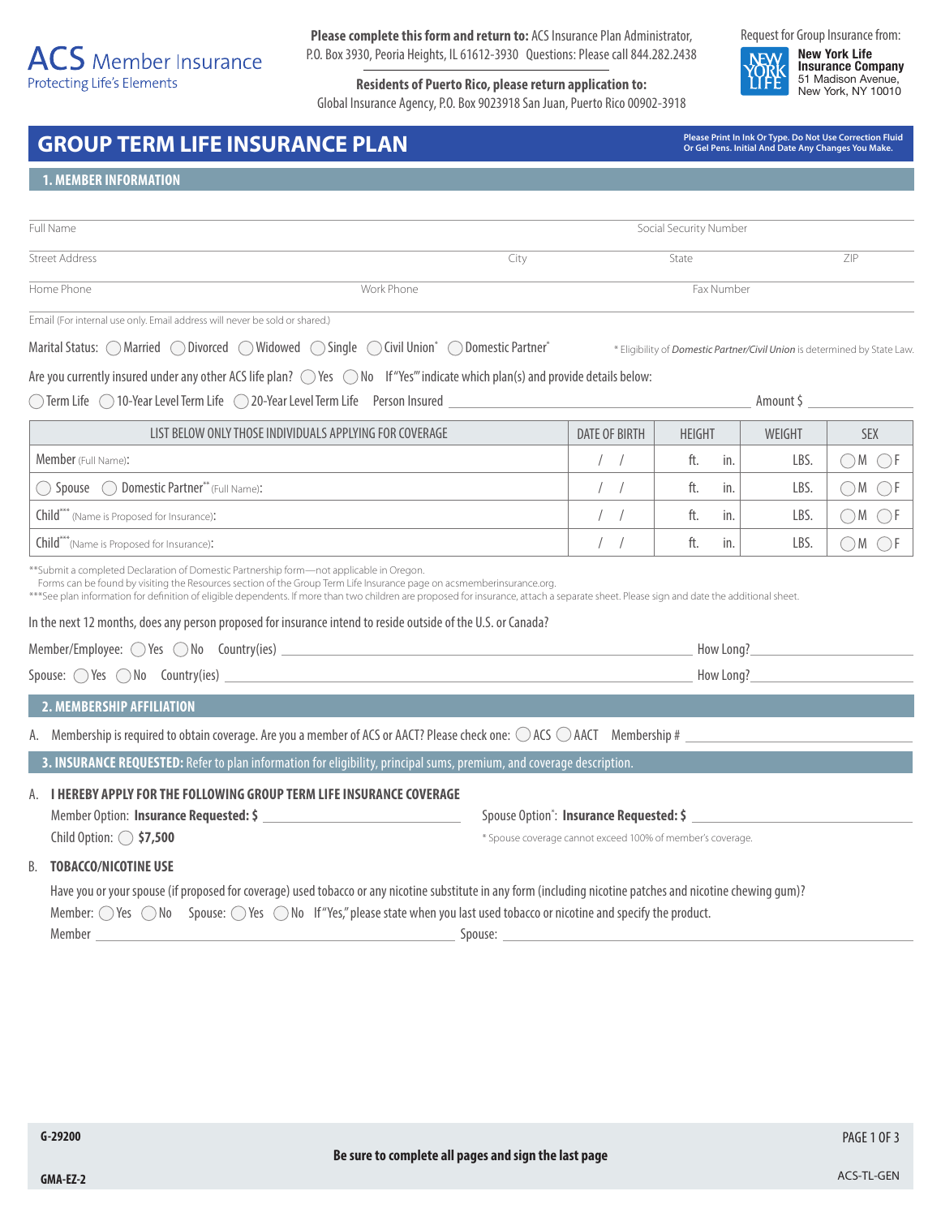ACS Member Insurance
Protecting Life's Elements

**Please complete this form and return to:** ACS Insurance Plan Administrator, P.O. Box 3930, Peoria Heights, IL 61612-3930 Questions: Please call 844.282.2438

**Residents of Puerto Rico, please return application to:**
Global Insurance Agency, P.O. Box 9023918 San Juan, Puerto Rico 00902-3918

Request for Group Insurance from:
**New York Life Insurance Company**
51 Madison Avenue,
New York, NY 10010

# GROUP TERM LIFE INSURANCE PLAN

**Please Print In Ink Or Type. Do Not Use Correction Fluid Or Gel Pens. Initial And Date Any Changes You Make.**

## 1. MEMBER INFORMATION

Full Name ______________________ Social Security Number ______________________

Street Address ______________________ City ______________ State ______________ ZIP ______________

Home Phone ______________ Work Phone ______________ Fax Number ______________

Email (For internal use only. Email address will never be sold or shared.) ______________________

Marital Status: ◯ Married ◯ Divorced ◯ Widowed ◯ Single ◯ Civil Union* ◯ Domestic Partner*

\* Eligibility of *Domestic Partner/Civil Union* is determined by State Law.

Are you currently insured under any other ACS life plan? ◯ Yes ◯ No If "Yes" indicate which plan(s) and provide details below:

◯ Term Life ◯ 10-Year Level Term Life ◯ 20-Year Level Term Life Person Insured ______________________ Amount $ ______________

| LIST BELOW ONLY THOSE INDIVIDUALS APPLYING FOR COVERAGE | DATE OF BIRTH | HEIGHT | WEIGHT | SEX |
|---|---|---|---|---|
| Member (Full Name): | / / | ft. in. | LBS. | ◯M ◯F |
| ◯ Spouse ◯ Domestic Partner** (Full Name): | / / | ft. in. | LBS. | ◯M ◯F |
| Child*** (Name is Proposed for Insurance): | / / | ft. in. | LBS. | ◯M ◯F |
| Child*** (Name is Proposed for Insurance): | / / | ft. in. | LBS. | ◯M ◯F |

\*\*Submit a completed Declaration of Domestic Partnership form—not applicable in Oregon.
Forms can be found by visiting the Resources section of the Group Term Life Insurance page on acsmemberinsurance.org.
\*\*\*See plan information for definition of eligible dependents. If more than two children are proposed for insurance, attach a separate sheet. Please sign and date the additional sheet.

In the next 12 months, does any person proposed for insurance intend to reside outside of the U.S. or Canada?

Member/Employee: ◯ Yes ◯ No Country(ies) ______________________ How Long? ______________

Spouse: ◯ Yes ◯ No Country(ies) ______________________ How Long? ______________

## 2. MEMBERSHIP AFFILIATION

A. Membership is required to obtain coverage. Are you a member of ACS or AACT? Please check one: ◯ ACS ◯ AACT Membership # ______________

## 3. INSURANCE REQUESTED: Refer to plan information for eligibility, principal sums, premium, and coverage description.

A. **I HEREBY APPLY FOR THE FOLLOWING GROUP TERM LIFE INSURANCE COVERAGE**

Member Option: **Insurance Requested: $** ______________ Spouse Option*: **Insurance Requested: $** ______________

Child Option: ◯ **$7,500**

\* Spouse coverage cannot exceed 100% of member's coverage.

B. **TOBACCO/NICOTINE USE**

Have you or your spouse (if proposed for coverage) used tobacco or any nicotine substitute in any form (including nicotine patches and nicotine chewing gum)?

Member: ◯ Yes ◯ No Spouse: ◯ Yes ◯ No If "Yes," please state when you last used tobacco or nicotine and specify the product.

Member ______________________ Spouse: ______________________

G-29200

**Be sure to complete all pages and sign the last page**

GMA-EZ-2

ACS-TL-GEN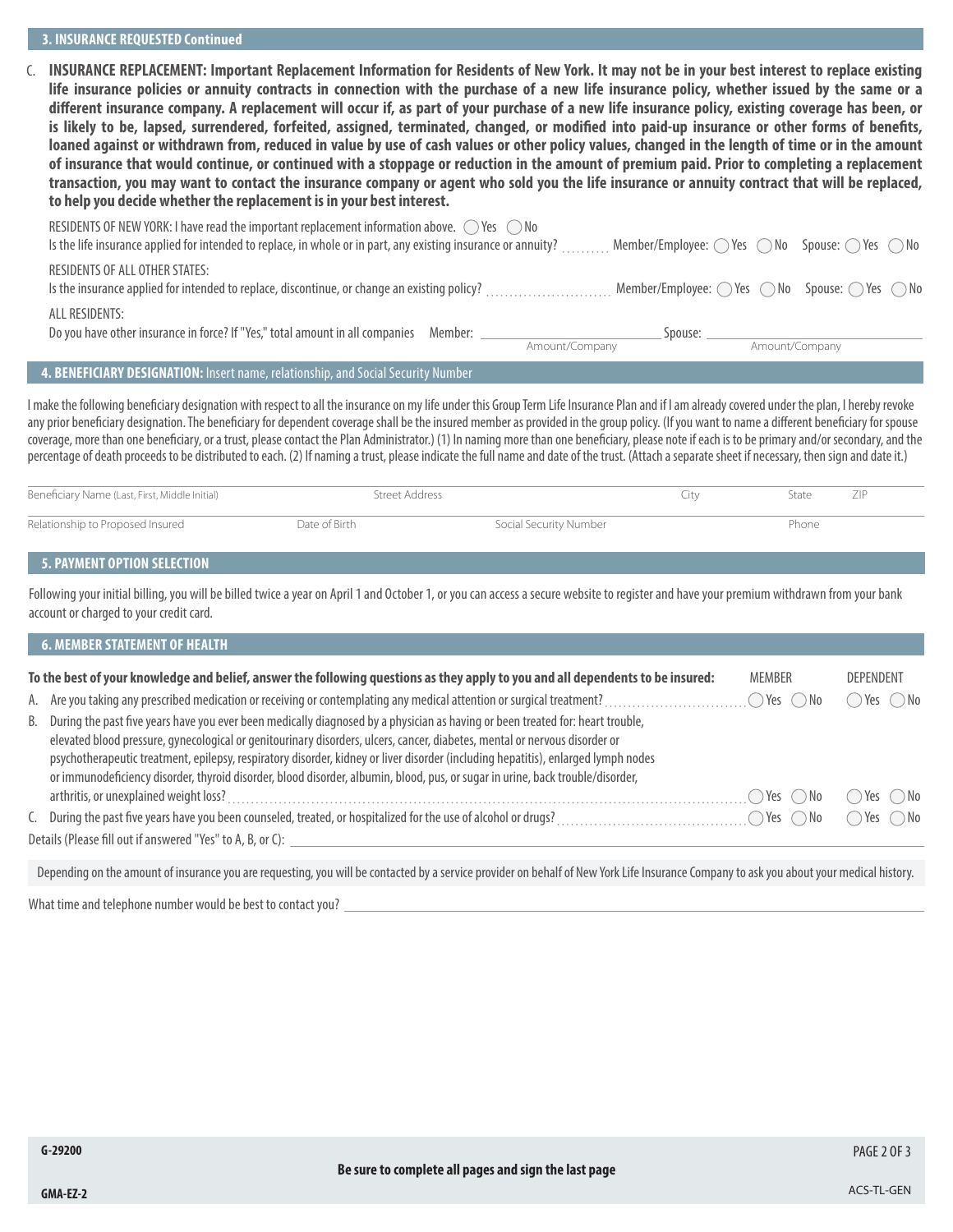## 3. INSURANCE REQUESTED Continued

C. **INSURANCE REPLACEMENT: Important Replacement Information for Residents of New York. It may not be in your best interest to replace existing life insurance policies or annuity contracts in connection with the purchase of a new life insurance policy, whether issued by the same or a different insurance company. A replacement will occur if, as part of your purchase of a new life insurance policy, existing coverage has been, or is likely to be, lapsed, surrendered, forfeited, assigned, terminated, changed, or modified into paid-up insurance or other forms of benefits, loaned against or withdrawn from, reduced in value by use of cash values or other policy values, changed in the length of time or in the amount of insurance that would continue, or continued with a stoppage or reduction in the amount of premium paid. Prior to completing a replacement transaction, you may want to contact the insurance company or agent who sold you the life insurance or annuity contract that will be replaced, to help you decide whether the replacement is in your best interest.**

RESIDENTS OF NEW YORK: I have read the important replacement information above. ◯ Yes ◯ No

Is the life insurance applied for intended to replace, in whole or in part, any existing insurance or annuity? .......... Member/Employee: ◯ Yes ◯ No Spouse: ◯ Yes ◯ No

RESIDENTS OF ALL OTHER STATES:

Is the insurance applied for intended to replace, discontinue, or change an existing policy? .......... Member/Employee: ◯ Yes ◯ No Spouse: ◯ Yes ◯ No

ALL RESIDENTS:

Do you have other insurance in force? If "Yes," total amount in all companies Member: ______________ Spouse: ______________

Amount/Company | Amount/Company

## 4. BENEFICIARY DESIGNATION: Insert name, relationship, and Social Security Number

I make the following beneficiary designation with respect to all the insurance on my life under this Group Term Life Insurance Plan and if I am already covered under the plan, I hereby revoke any prior beneficiary designation. The beneficiary for dependent coverage shall be the insured member as provided in the group policy. (If you want to name a different beneficiary for spouse coverage, more than one beneficiary, or a trust, please contact the Plan Administrator.) (1) In naming more than one beneficiary, please note if each is to be primary and/or secondary, and the percentage of death proceeds to be distributed to each. (2) If naming a trust, please indicate the full name and date of the trust. (Attach a separate sheet if necessary, then sign and date it.)

| Beneficiary Name (Last, First, Middle Initial) | Street Address | City | State | ZIP |
|---|---|---|---|---|
| | | | | |

| Relationship to Proposed Insured | Date of Birth | Social Security Number | Phone |
|---|---|---|---|
| | | | |

## 5. PAYMENT OPTION SELECTION

Following your initial billing, you will be billed twice a year on April 1 and October 1, or you can access a secure website to register and have your premium withdrawn from your bank account or charged to your credit card.

## 6. MEMBER STATEMENT OF HEALTH

| **To the best of your knowledge and belief, answer the following questions as they apply to you and all dependents to be insured:** | MEMBER | DEPENDENT |
|---|---|---|
| A. Are you taking any prescribed medication or receiving or contemplating any medical attention or surgical treatment? | ◯ Yes ◯ No | ◯ Yes ◯ No |
| B. During the past five years have you ever been medically diagnosed by a physician as having or been treated for: heart trouble, elevated blood pressure, gynecological or genitourinary disorders, ulcers, cancer, diabetes, mental or nervous disorder or psychotherapeutic treatment, epilepsy, respiratory disorder, kidney or liver disorder (including hepatitis), enlarged lymph nodes or immunodeficiency disorder, thyroid disorder, blood disorder, albumin, blood, pus, or sugar in urine, back trouble/disorder, arthritis, or unexplained weight loss? | ◯ Yes ◯ No | ◯ Yes ◯ No |
| C. During the past five years have you been counseled, treated, or hospitalized for the use of alcohol or drugs? | ◯ Yes ◯ No | ◯ Yes ◯ No |

Details (Please fill out if answered "Yes" to A, B, or C): ______________

Depending on the amount of insurance you are requesting, you will be contacted by a service provider on behalf of New York Life Insurance Company to ask you about your medical history.

What time and telephone number would be best to contact you? ______________

G-29200

GMA-EZ-2

**Be sure to complete all pages and sign the last page**

ACS-TL-GEN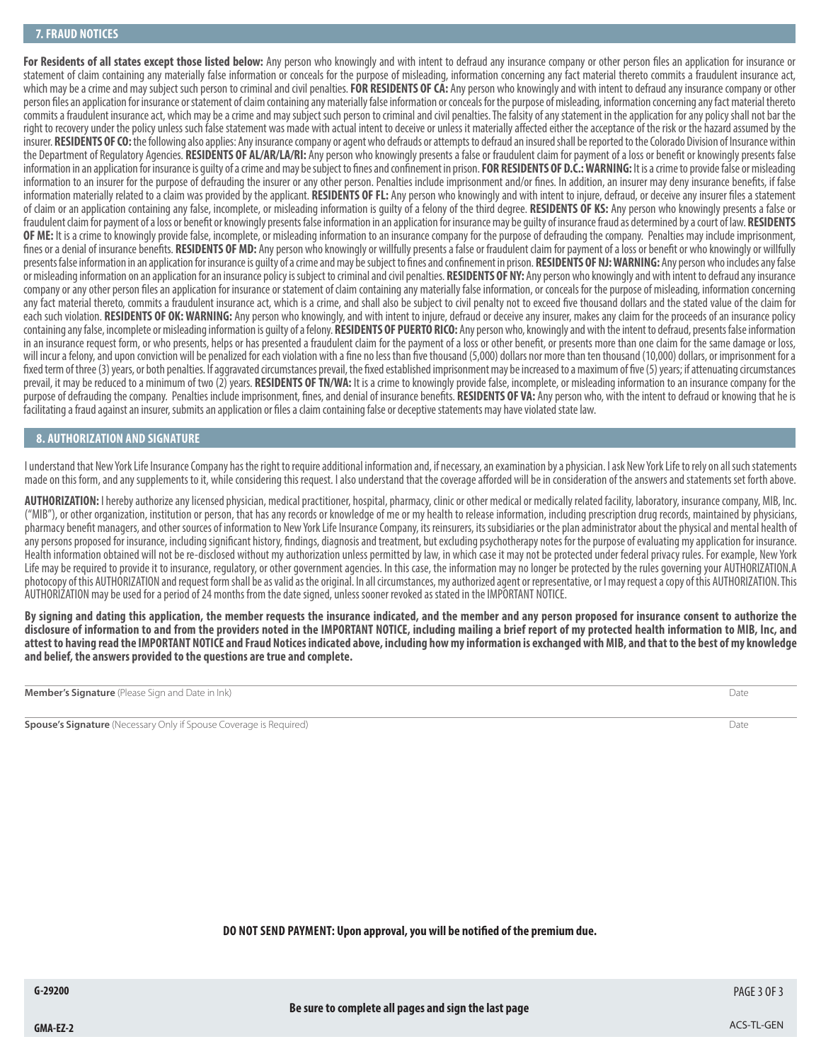## 7. FRAUD NOTICES

**For Residents of all states except those listed below:** Any person who knowingly and with intent to defraud any insurance company or other person files an application for insurance or statement of claim containing any materially false information or conceals for the purpose of misleading, information concerning any fact material thereto commits a fraudulent insurance act, which may be a crime and may subject such person to criminal and civil penalties. **FOR RESIDENTS OF CA:** Any person who knowingly and with intent to defraud any insurance company or other person files an application for insurance or statement of claim containing any materially false information or conceals for the purpose of misleading, information concerning any fact material thereto commits a fraudulent insurance act, which may be a crime and may subject such person to criminal and civil penalties. The falsity of any statement in the application for any policy shall not bar the right to recovery under the policy unless such false statement was made with actual intent to deceive or unless it materially affected either the acceptance of the risk or the hazard assumed by the insurer. **RESIDENTS OF CO:** the following also applies: Any insurance company or agent who defrauds or attempts to defraud an insured shall be reported to the Colorado Division of Insurance within the Department of Regulatory Agencies. **RESIDENTS OF AL/AR/LA/RI:** Any person who knowingly presents a false or fraudulent claim for payment of a loss or benefit or knowingly presents false information in an application for insurance is guilty of a crime and may be subject to fines and confinement in prison. **FOR RESIDENTS OF D.C.: WARNING:** It is a crime to provide false or misleading information to an insurer for the purpose of defrauding the insurer or any other person. Penalties include imprisonment and/or fines. In addition, an insurer may deny insurance benefits, if false information materially related to a claim was provided by the applicant. **RESIDENTS OF FL:** Any person who knowingly and with intent to injure, defraud, or deceive any insurer files a statement of claim or an application containing any false, incomplete, or misleading information is guilty of a felony of the third degree. **RESIDENTS OF KS:** Any person who knowingly presents a false or fraudulent claim for payment of a loss or benefit or knowingly presents false information in an application for insurance may be guilty of insurance fraud as determined by a court of law. **RESIDENTS OF ME:** It is a crime to knowingly provide false, incomplete, or misleading information to an insurance company for the purpose of defrauding the company. Penalties may include imprisonment, fines or a denial of insurance benefits. **RESIDENTS OF MD:** Any person who knowingly or willfully presents a false or fraudulent claim for payment of a loss or benefit or who knowingly or willfully presents false information in an application for insurance is guilty of a crime and may be subject to fines and confinement in prison. **RESIDENTS OF NJ: WARNING:** Any person who includes any false or misleading information on an application for an insurance policy is subject to criminal and civil penalties. **RESIDENTS OF NY:** Any person who knowingly and with intent to defraud any insurance company or any other person files an application for insurance or statement of claim containing any materially false information, or conceals for the purpose of misleading, information concerning any fact material thereto, commits a fraudulent insurance act, which is a crime, and shall also be subject to civil penalty not to exceed five thousand dollars and the stated value of the claim for each such violation. **RESIDENTS OF OK: WARNING:** Any person who knowingly, and with intent to injure, defraud or deceive any insurer, makes any claim for the proceeds of an insurance policy containing any false, incomplete or misleading information is guilty of a felony. **RESIDENTS OF PUERTO RICO:** Any person who, knowingly and with the intent to defraud, presents false information in an insurance request form, or who presents, helps or has presented a fraudulent claim for the payment of a loss or other benefit, or presents more than one claim for the same damage or loss, will incur a felony, and upon conviction will be penalized for each violation with a fine no less than five thousand (5,000) dollars nor more than ten thousand (10,000) dollars, or imprisonment for a fixed term of three (3) years, or both penalties. If aggravated circumstances prevail, the fixed established imprisonment may be increased to a maximum of five (5) years; if attenuating circumstances prevail, it may be reduced to a minimum of two (2) years. **RESIDENTS OF TN/WA:** It is a crime to knowingly provide false, incomplete, or misleading information to an insurance company for the purpose of defrauding the company. Penalties include imprisonment, fines, and denial of insurance benefits. **RESIDENTS OF VA:** Any person who, with the intent to defraud or knowing that he is facilitating a fraud against an insurer, submits an application or files a claim containing false or deceptive statements may have violated state law.

## 8. AUTHORIZATION AND SIGNATURE

I understand that New York Life Insurance Company has the right to require additional information and, if necessary, an examination by a physician. I ask New York Life to rely on all such statements made on this form, and any supplements to it, while considering this request. I also understand that the coverage afforded will be in consideration of the answers and statements set forth above.

**AUTHORIZATION:** I hereby authorize any licensed physician, medical practitioner, hospital, pharmacy, clinic or other medical or medically related facility, laboratory, insurance company, MIB, Inc. ("MIB"), or other organization, institution or person, that has any records or knowledge of me or my health to release information, including prescription drug records, maintained by physicians, pharmacy benefit managers, and other sources of information to New York Life Insurance Company, its reinsurers, its subsidiaries or the plan administrator about the physical and mental health of any persons proposed for insurance, including significant history, findings, diagnosis and treatment, but excluding psychotherapy notes for the purpose of evaluating my application for insurance. Health information obtained will not be re-disclosed without my authorization unless permitted by law, in which case it may not be protected under federal privacy rules. For example, New York Life may be required to provide it to insurance, regulatory, or other government agencies. In this case, the information may no longer be protected by the rules governing your AUTHORIZATION.A photocopy of this AUTHORIZATION and request form shall be as valid as the original. In all circumstances, my authorized agent or representative, or I may request a copy of this AUTHORIZATION. This AUTHORIZATION may be used for a period of 24 months from the date signed, unless sooner revoked as stated in the IMPORTANT NOTICE.

**By signing and dating this application, the member requests the insurance indicated, and the member and any person proposed for insurance consent to authorize the disclosure of information to and from the providers noted in the IMPORTANT NOTICE, including mailing a brief report of my protected health information to MIB, Inc, and attest to having read the IMPORTANT NOTICE and Fraud Notices indicated above, including how my information is exchanged with MIB, and that to the best of my knowledge and belief, the answers provided to the questions are true and complete.**

**Member's Signature** (Please Sign and Date in Ink) Date

**Spouse's Signature** (Necessary Only if Spouse Coverage is Required) Date

**DO NOT SEND PAYMENT: Upon approval, you will be notified of the premium due.**

**Be sure to complete all pages and sign the last page**